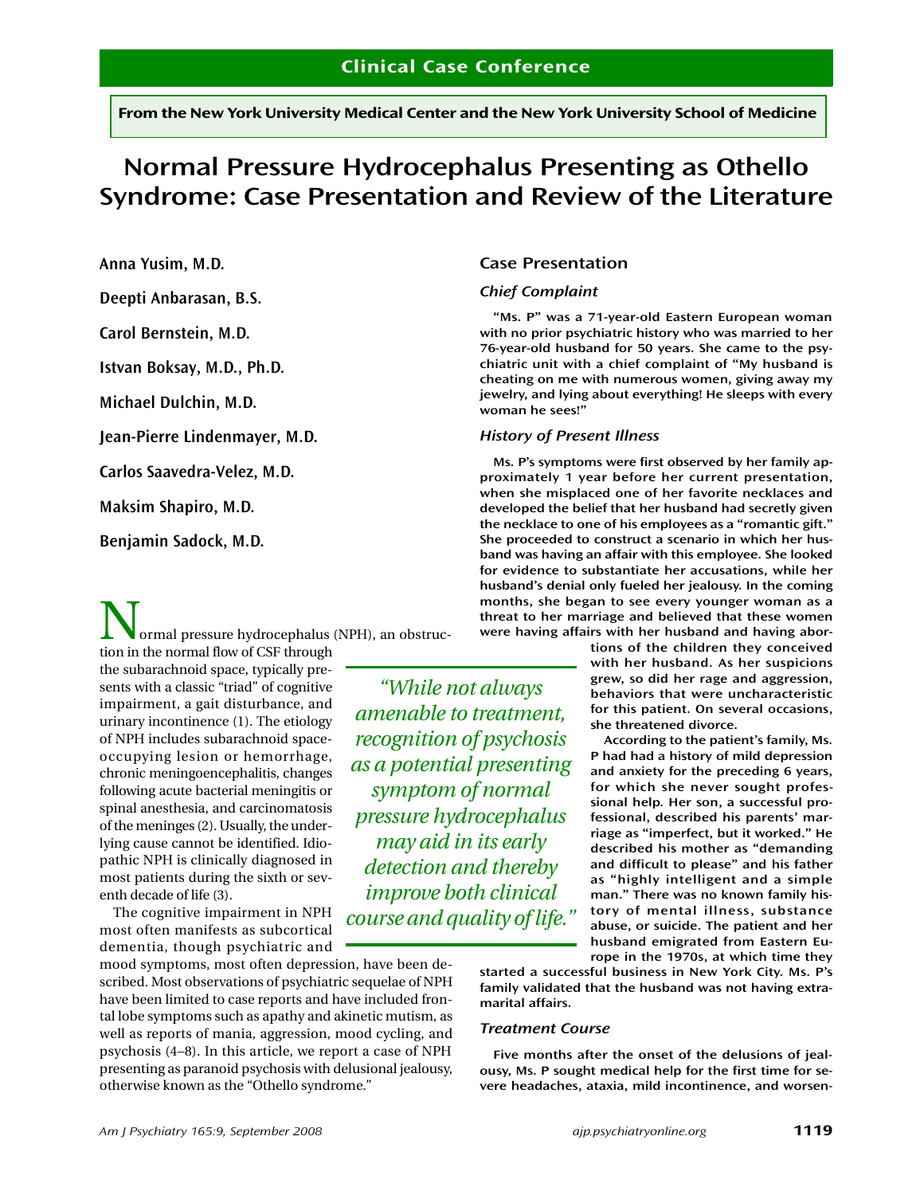Clinical Case Conference

From the New York University Medical Center and the New York University School of Medicine

# Normal Pressure Hydrocephalus Presenting as Othello Syndrome: Case Presentation and Review of the Literature

**Anna Yusim, M.D.**

**Deepti Anbarasan, B.S.**

**Carol Bernstein, M.D.**

**Istvan Boksay, M.D., Ph.D.**

**Michael Dulchin, M.D.**

**Jean-Pierre Lindenmayer, M.D.**

**Carlos Saavedra-Velez, M.D.**

**Maksim Shapiro, M.D.**

**Benjamin Sadock, M.D.**

Normal pressure hydrocephalus (NPH), an obstruction in the normal flow of CSF through the subarachnoid space, typically presents with a classic "triad" of cognitive impairment, a gait disturbance, and urinary incontinence (1). The etiology of NPH includes subarachnoid space-occupying lesion or hemorrhage, chronic meningoencephalitis, changes following acute bacterial meningitis or spinal anesthesia, and carcinomatosis of the meninges (2). Usually, the underlying cause cannot be identified. Idiopathic NPH is clinically diagnosed in most patients during the sixth or seventh decade of life (3).

The cognitive impairment in NPH most often manifests as subcortical dementia, though psychiatric and mood symptoms, most often depression, have been described. Most observations of psychiatric sequelae of NPH have been limited to case reports and have included frontal lobe symptoms such as apathy and akinetic mutism, as well as reports of mania, aggression, mood cycling, and psychosis (4–8). In this article, we report a case of NPH presenting as paranoid psychosis with delusional jealousy, otherwise known as the "Othello syndrome."

*"While not always amenable to treatment, recognition of psychosis as a potential presenting symptom of normal pressure hydrocephalus may aid in its early detection and thereby improve both clinical course and quality of life."*

## Case Presentation

### Chief Complaint

"Ms. P" was a 71-year-old Eastern European woman with no prior psychiatric history who was married to her 76-year-old husband for 50 years. She came to the psychiatric unit with a chief complaint of "My husband is cheating on me with numerous women, giving away my jewelry, and lying about everything! He sleeps with every woman he sees!"

### History of Present Illness

Ms. P's symptoms were first observed by her family approximately 1 year before her current presentation, when she misplaced one of her favorite necklaces and developed the belief that her husband had secretly given the necklace to one of his employees as a "romantic gift." She proceeded to construct a scenario in which her husband was having an affair with this employee. She looked for evidence to substantiate her accusations, while her husband's denial only fueled her jealousy. In the coming months, she began to see every younger woman as a threat to her marriage and believed that these women were having affairs with her husband and having abortions of the children they conceived with her husband. As her suspicions grew, so did her rage and aggression, behaviors that were uncharacteristic for this patient. On several occasions, she threatened divorce.

According to the patient's family, Ms. P had had a history of mild depression and anxiety for the preceding 6 years, for which she never sought professional help. Her son, a successful professional, described his parents' marriage as "imperfect, but it worked." He described his mother as "demanding and difficult to please" and his father as "highly intelligent and a simple man." There was no known family history of mental illness, substance abuse, or suicide. The patient and her husband emigrated from Eastern Europe in the 1970s, at which time they started a successful business in New York City. Ms. P's family validated that the husband was not having extramarital affairs.

### Treatment Course

Five months after the onset of the delusions of jealousy, Ms. P sought medical help for the first time for severe headaches, ataxia, mild incontinence, and worsen-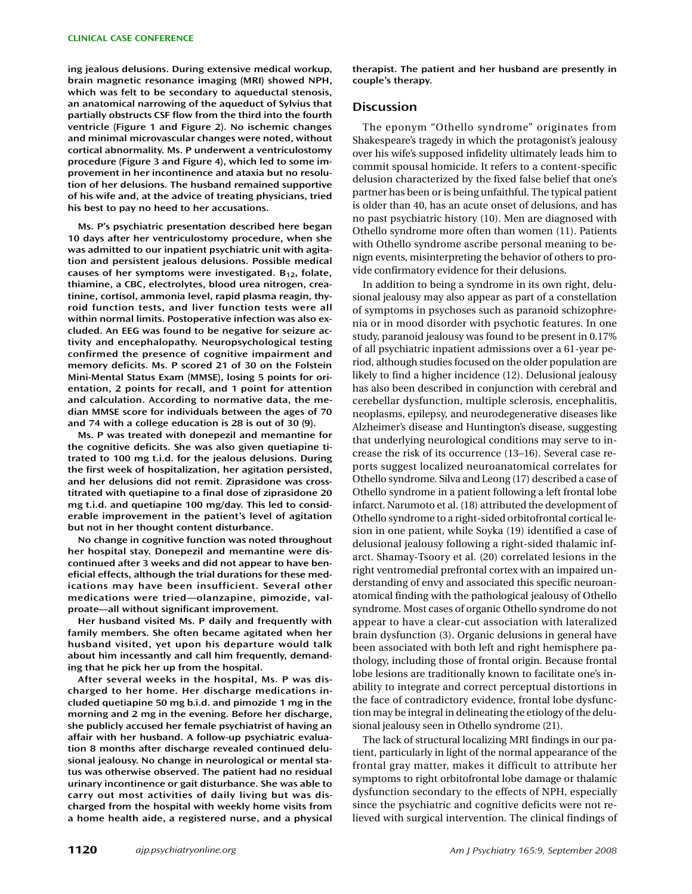**ing jealous delusions. During extensive medical workup, brain magnetic resonance imaging (MRI) showed NPH, which was felt to be secondary to aqueductal stenosis, an anatomical narrowing of the aqueduct of Sylvius that partially obstructs CSF flow from the third into the fourth ventricle (Figure 1 and Figure 2). No ischemic changes and minimal microvascular changes were noted, without cortical abnormality. Ms. P underwent a ventriculostomy procedure (Figure 3 and Figure 4), which led to some improvement in her incontinence and ataxia but no resolution of her delusions. The husband remained supportive of his wife and, at the advice of treating physicians, tried his best to pay no heed to her accusations.**

**Ms. P's psychiatric presentation described here began 10 days after her ventriculostomy procedure, when she was admitted to our inpatient psychiatric unit with agitation and persistent jealous delusions. Possible medical causes of her symptoms were investigated. $B_{12}$, folate, thiamine, a CBC, electrolytes, blood urea nitrogen, creatinine, cortisol, ammonia level, rapid plasma reagin, thyroid function tests, and liver function tests were all within normal limits. Postoperative infection was also excluded. An EEG was found to be negative for seizure activity and encephalopathy. Neuropsychological testing confirmed the presence of cognitive impairment and memory deficits. Ms. P scored 21 of 30 on the Folstein Mini-Mental Status Exam (MMSE), losing 5 points for orientation, 2 points for recall, and 1 point for attention and calculation. According to normative data, the median MMSE score for individuals between the ages of 70 and 74 with a college education is 28 is out of 30 (9).**

**Ms. P was treated with donepezil and memantine for the cognitive deficits. She was also given quetiapine titrated to 100 mg t.i.d. for the jealous delusions. During the first week of hospitalization, her agitation persisted, and her delusions did not remit. Ziprasidone was cross-titrated with quetiapine to a final dose of ziprasidone 20 mg t.i.d. and quetiapine 100 mg/day. This led to considerable improvement in the patient's level of agitation but not in her thought content disturbance.**

**No change in cognitive function was noted throughout her hospital stay. Donepezil and memantine were discontinued after 3 weeks and did not appear to have beneficial effects, although the trial durations for these medications may have been insufficient. Several other medications were tried—olanzapine, pimozide, valproate—all without significant improvement.**

**Her husband visited Ms. P daily and frequently with family members. She often became agitated when her husband visited, yet upon his departure would talk about him incessantly and call him frequently, demanding that he pick her up from the hospital.**

**After several weeks in the hospital, Ms. P was discharged to her home. Her discharge medications included quetiapine 50 mg b.i.d. and pimozide 1 mg in the morning and 2 mg in the evening. Before her discharge, she publicly accused her female psychiatrist of having an affair with her husband. A follow-up psychiatric evaluation 8 months after discharge revealed continued delusional jealousy. No change in neurological or mental status was otherwise observed. The patient had no residual urinary incontinence or gait disturbance. She was able to carry out most activities of daily living but was discharged from the hospital with weekly home visits from a home health aide, a registered nurse, and a physical therapist. The patient and her husband are presently in couple's therapy.**

## Discussion

The eponym "Othello syndrome" originates from Shakespeare's tragedy in which the protagonist's jealousy over his wife's supposed infidelity ultimately leads him to commit spousal homicide. It refers to a content-specific delusion characterized by the fixed false belief that one's partner has been or is being unfaithful. The typical patient is older than 40, has an acute onset of delusions, and has no past psychiatric history (10). Men are diagnosed with Othello syndrome more often than women (11). Patients with Othello syndrome ascribe personal meaning to benign events, misinterpreting the behavior of others to provide confirmatory evidence for their delusions.

In addition to being a syndrome in its own right, delusional jealousy may also appear as part of a constellation of symptoms in psychoses such as paranoid schizophrenia or in mood disorder with psychotic features. In one study, paranoid jealousy was found to be present in 0.17% of all psychiatric inpatient admissions over a 61-year period, although studies focused on the older population are likely to find a higher incidence (12). Delusional jealousy has also been described in conjunction with cerebral and cerebellar dysfunction, multiple sclerosis, encephalitis, neoplasms, epilepsy, and neurodegenerative diseases like Alzheimer's disease and Huntington's disease, suggesting that underlying neurological conditions may serve to increase the risk of its occurrence (13–16). Several case reports suggest localized neuroanatomical correlates for Othello syndrome. Silva and Leong (17) described a case of Othello syndrome in a patient following a left frontal lobe infarct. Narumoto et al. (18) attributed the development of Othello syndrome to a right-sided orbitofrontal cortical lesion in one patient, while Soyka (19) identified a case of delusional jealousy following a right-sided thalamic infarct. Shamay-Tsoory et al. (20) correlated lesions in the right ventromedial prefrontal cortex with an impaired understanding of envy and associated this specific neuroanatomical finding with the pathological jealousy of Othello syndrome. Most cases of organic Othello syndrome do not appear to have a clear-cut association with lateralized brain dysfunction (3). Organic delusions in general have been associated with both left and right hemisphere pathology, including those of frontal origin. Because frontal lobe lesions are traditionally known to facilitate one's inability to integrate and correct perceptual distortions in the face of contradictory evidence, frontal lobe dysfunction may be integral in delineating the etiology of the delusional jealousy seen in Othello syndrome (21).

The lack of structural localizing MRI findings in our patient, particularly in light of the normal appearance of the frontal gray matter, makes it difficult to attribute her symptoms to right orbitofrontal lobe damage or thalamic dysfunction secondary to the effects of NPH, especially since the psychiatric and cognitive deficits were not relieved with surgical intervention. The clinical findings of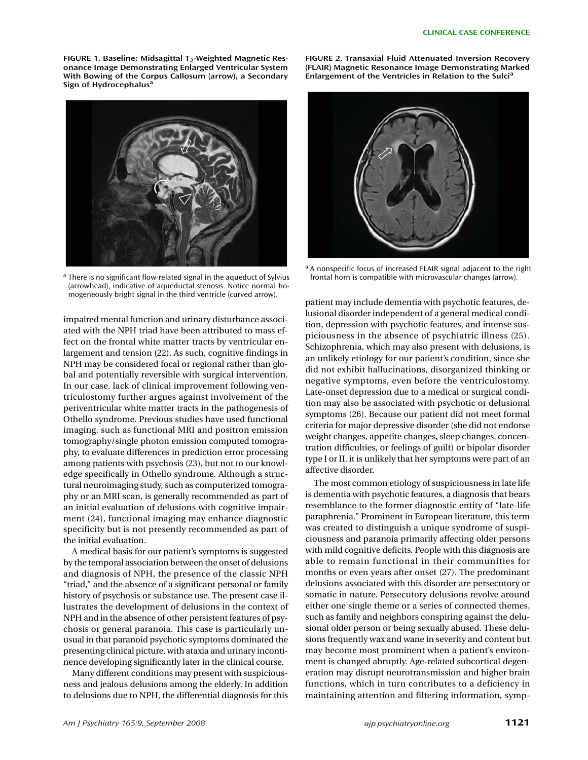FIGURE 1. Baseline: Midsagittal $T_2$-Weighted Magnetic Resonance Image Demonstrating Enlarged Ventricular System With Bowing of the Corpus Callosum (arrow), a Secondary Sign of Hydrocephalus[a]

[a] There is no significant flow-related signal in the aqueduct of Sylvius (arrowhead), indicative of aqueductal stenosis. Notice normal homogeneously bright signal in the third ventricle (curved arrow).

FIGURE 2. Transaxial Fluid Attenuated Inversion Recovery (FLAIR) Magnetic Resonance Image Demonstrating Marked Enlargement of the Ventricles in Relation to the Sulci[a]

[a] A nonspecific focus of increased FLAIR signal adjacent to the right frontal horn is compatible with microvascular changes (arrow).

impaired mental function and urinary disturbance associated with the NPH triad have been attributed to mass effect on the frontal white matter tracts by ventricular enlargement and tension (22). As such, cognitive findings in NPH may be considered focal or regional rather than global and potentially reversible with surgical intervention. In our case, lack of clinical improvement following ventriculostomy further argues against involvement of the periventricular white matter tracts in the pathogenesis of Othello syndrome. Previous studies have used functional imaging, such as functional MRI and positron emission tomography/single photon emission computed tomography, to evaluate differences in prediction error processing among patients with psychosis (23), but not to our knowledge specifically in Othello syndrome. Although a structural neuroimaging study, such as computerized tomography or an MRI scan, is generally recommended as part of an initial evaluation of delusions with cognitive impairment (24), functional imaging may enhance diagnostic specificity but is not presently recommended as part of the initial evaluation.

A medical basis for our patient's symptoms is suggested by the temporal association between the onset of delusions and diagnosis of NPH, the presence of the classic NPH "triad," and the absence of a significant personal or family history of psychosis or substance use. The present case illustrates the development of delusions in the context of NPH and in the absence of other persistent features of psychosis or general paranoia. This case is particularly unusual in that paranoid psychotic symptoms dominated the presenting clinical picture, with ataxia and urinary incontinence developing significantly later in the clinical course.

Many different conditions may present with suspiciousness and jealous delusions among the elderly. In addition to delusions due to NPH, the differential diagnosis for this patient may include dementia with psychotic features, delusional disorder independent of a general medical condition, depression with psychotic features, and intense suspiciousness in the absence of psychiatric illness (25). Schizophrenia, which may also present with delusions, is an unlikely etiology for our patient's condition, since she did not exhibit hallucinations, disorganized thinking or negative symptoms, even before the ventriculostomy. Late-onset depression due to a medical or surgical condition may also be associated with psychotic or delusional symptoms (26). Because our patient did not meet formal criteria for major depressive disorder (she did not endorse weight changes, appetite changes, sleep changes, concentration difficulties, or feelings of guilt) or bipolar disorder type I or II, it is unlikely that her symptoms were part of an affective disorder.

The most common etiology of suspiciousness in late life is dementia with psychotic features, a diagnosis that bears resemblance to the former diagnostic entity of "late-life paraphrenia." Prominent in European literature, this term was created to distinguish a unique syndrome of suspiciousness and paranoia primarily affecting older persons with mild cognitive deficits. People with this diagnosis are able to remain functional in their communities for months or even years after onset (27). The predominant delusions associated with this disorder are persecutory or somatic in nature. Persecutory delusions revolve around either one single theme or a series of connected themes, such as family and neighbors conspiring against the delusional older person or being sexually abused. These delusions frequently wax and wane in severity and content but may become most prominent when a patient's environment is changed abruptly. Age-related subcortical degeneration may disrupt neurotransmission and higher brain functions, which in turn contributes to a deficiency in maintaining attention and filtering information, symp-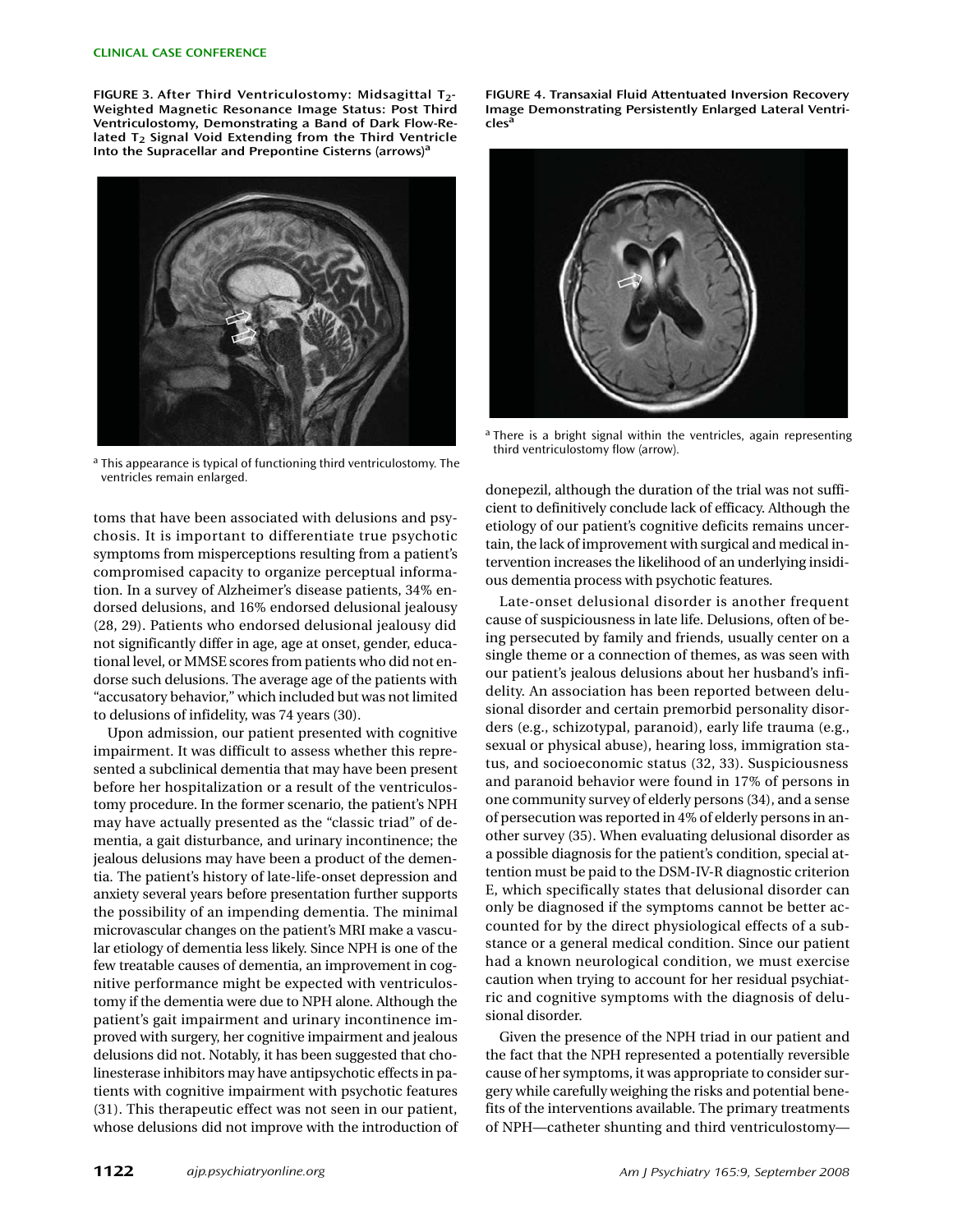FIGURE 3. After Third Ventriculostomy: Midsagittal $T_2$-Weighted Magnetic Resonance Image Status: Post Third Ventriculostomy, Demonstrating a Band of Dark Flow-Related $T_2$ Signal Void Extending from the Third Ventricle Into the Supracellar and Prepontine Cisterns (arrows)[a]

[a] This appearance is typical of functioning third ventriculostomy. The ventricles remain enlarged.

FIGURE 4. Transaxial Fluid Attentuated Inversion Recovery Image Demonstrating Persistently Enlarged Lateral Ventricles[a]

[a] There is a bright signal within the ventricles, again representing third ventriculostomy flow (arrow).

toms that have been associated with delusions and psychosis. It is important to differentiate true psychotic symptoms from misperceptions resulting from a patient's compromised capacity to organize perceptual information. In a survey of Alzheimer's disease patients, 34% endorsed delusions, and 16% endorsed delusional jealousy (28, 29). Patients who endorsed delusional jealousy did not significantly differ in age, age at onset, gender, educational level, or MMSE scores from patients who did not endorse such delusions. The average age of the patients with "accusatory behavior," which included but was not limited to delusions of infidelity, was 74 years (30).

Upon admission, our patient presented with cognitive impairment. It was difficult to assess whether this represented a subclinical dementia that may have been present before her hospitalization or a result of the ventriculostomy procedure. In the former scenario, the patient's NPH may have actually presented as the "classic triad" of dementia, a gait disturbance, and urinary incontinence; the jealous delusions may have been a product of the dementia. The patient's history of late-life-onset depression and anxiety several years before presentation further supports the possibility of an impending dementia. The minimal microvascular changes on the patient's MRI make a vascular etiology of dementia less likely. Since NPH is one of the few treatable causes of dementia, an improvement in cognitive performance might be expected with ventriculostomy if the dementia were due to NPH alone. Although the patient's gait impairment and urinary incontinence improved with surgery, her cognitive impairment and jealous delusions did not. Notably, it has been suggested that cholinesterase inhibitors may have antipsychotic effects in patients with cognitive impairment with psychotic features (31). This therapeutic effect was not seen in our patient, whose delusions did not improve with the introduction of donepezil, although the duration of the trial was not sufficient to definitively conclude lack of efficacy. Although the etiology of our patient's cognitive deficits remains uncertain, the lack of improvement with surgical and medical intervention increases the likelihood of an underlying insidious dementia process with psychotic features.

Late-onset delusional disorder is another frequent cause of suspiciousness in late life. Delusions, often of being persecuted by family and friends, usually center on a single theme or a connection of themes, as was seen with our patient's jealous delusions about her husband's infidelity. An association has been reported between delusional disorder and certain premorbid personality disorders (e.g., schizotypal, paranoid), early life trauma (e.g., sexual or physical abuse), hearing loss, immigration status, and socioeconomic status (32, 33). Suspiciousness and paranoid behavior were found in 17% of persons in one community survey of elderly persons (34), and a sense of persecution was reported in 4% of elderly persons in another survey (35). When evaluating delusional disorder as a possible diagnosis for the patient's condition, special attention must be paid to the DSM-IV-R diagnostic criterion E, which specifically states that delusional disorder can only be diagnosed if the symptoms cannot be better accounted for by the direct physiological effects of a substance or a general medical condition. Since our patient had a known neurological condition, we must exercise caution when trying to account for her residual psychiatric and cognitive symptoms with the diagnosis of delusional disorder.

Given the presence of the NPH triad in our patient and the fact that the NPH represented a potentially reversible cause of her symptoms, it was appropriate to consider surgery while carefully weighing the risks and potential benefits of the interventions available. The primary treatments of NPH—catheter shunting and third ventriculostomy—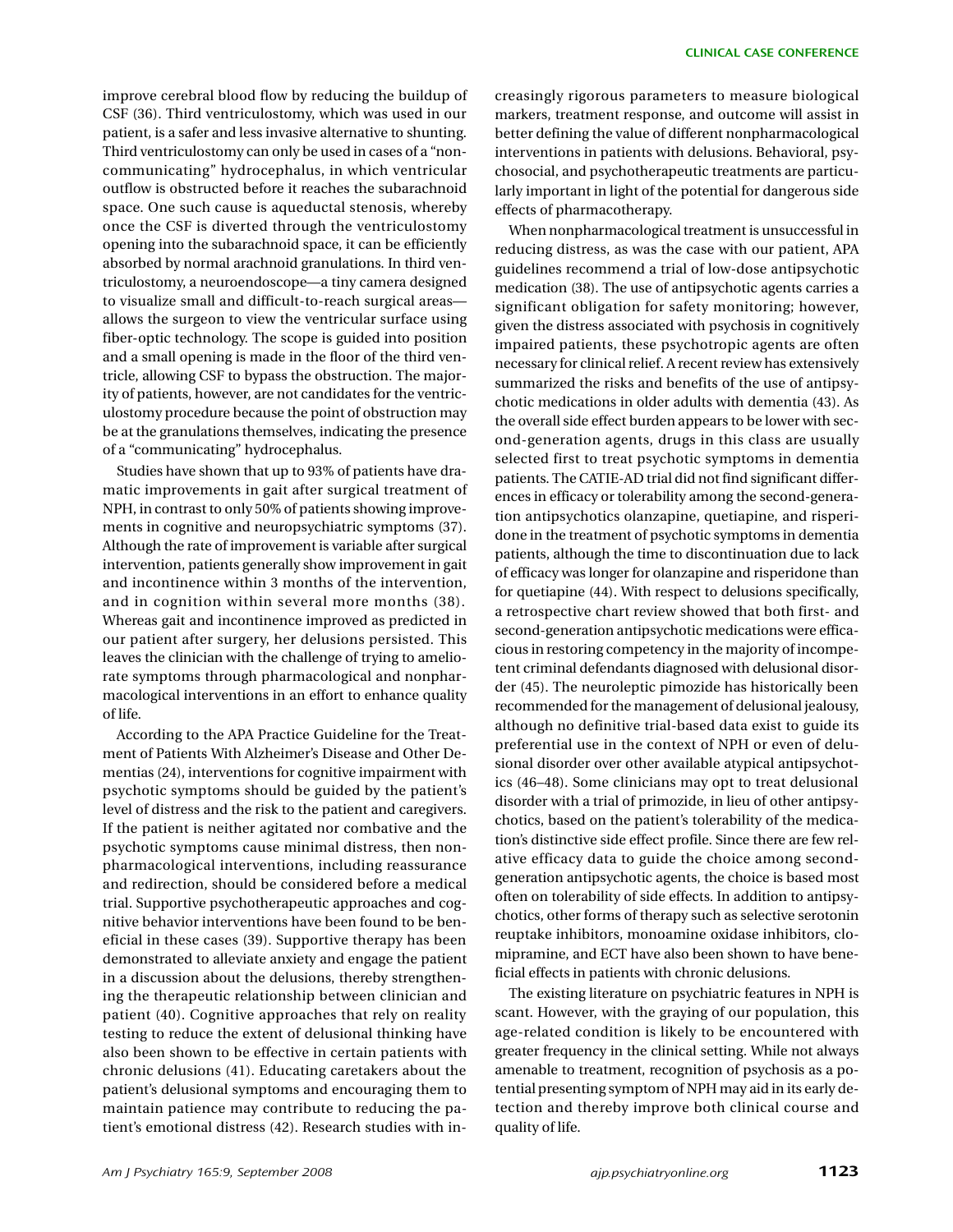improve cerebral blood flow by reducing the buildup of CSF (36). Third ventriculostomy, which was used in our patient, is a safer and less invasive alternative to shunting. Third ventriculostomy can only be used in cases of a "noncommunicating" hydrocephalus, in which ventricular outflow is obstructed before it reaches the subarachnoid space. One such cause is aqueductal stenosis, whereby once the CSF is diverted through the ventriculostomy opening into the subarachnoid space, it can be efficiently absorbed by normal arachnoid granulations. In third ventriculostomy, a neuroendoscope—a tiny camera designed to visualize small and difficult-to-reach surgical areas—allows the surgeon to view the ventricular surface using fiber-optic technology. The scope is guided into position and a small opening is made in the floor of the third ventricle, allowing CSF to bypass the obstruction. The majority of patients, however, are not candidates for the ventriculostomy procedure because the point of obstruction may be at the granulations themselves, indicating the presence of a "communicating" hydrocephalus.

Studies have shown that up to 93% of patients have dramatic improvements in gait after surgical treatment of NPH, in contrast to only 50% of patients showing improvements in cognitive and neuropsychiatric symptoms (37). Although the rate of improvement is variable after surgical intervention, patients generally show improvement in gait and incontinence within 3 months of the intervention, and in cognition within several more months (38). Whereas gait and incontinence improved as predicted in our patient after surgery, her delusions persisted. This leaves the clinician with the challenge of trying to ameliorate symptoms through pharmacological and nonpharmacological interventions in an effort to enhance quality of life.

According to the APA Practice Guideline for the Treatment of Patients With Alzheimer's Disease and Other Dementias (24), interventions for cognitive impairment with psychotic symptoms should be guided by the patient's level of distress and the risk to the patient and caregivers. If the patient is neither agitated nor combative and the psychotic symptoms cause minimal distress, then nonpharmacological interventions, including reassurance and redirection, should be considered before a medical trial. Supportive psychotherapeutic approaches and cognitive behavior interventions have been found to be beneficial in these cases (39). Supportive therapy has been demonstrated to alleviate anxiety and engage the patient in a discussion about the delusions, thereby strengthening the therapeutic relationship between clinician and patient (40). Cognitive approaches that rely on reality testing to reduce the extent of delusional thinking have also been shown to be effective in certain patients with chronic delusions (41). Educating caretakers about the patient's delusional symptoms and encouraging them to maintain patience may contribute to reducing the patient's emotional distress (42). Research studies with increasingly rigorous parameters to measure biological markers, treatment response, and outcome will assist in better defining the value of different nonpharmacological interventions in patients with delusions. Behavioral, psychosocial, and psychotherapeutic treatments are particularly important in light of the potential for dangerous side effects of pharmacotherapy.

When nonpharmacological treatment is unsuccessful in reducing distress, as was the case with our patient, APA guidelines recommend a trial of low-dose antipsychotic medication (38). The use of antipsychotic agents carries a significant obligation for safety monitoring; however, given the distress associated with psychosis in cognitively impaired patients, these psychotropic agents are often necessary for clinical relief. A recent review has extensively summarized the risks and benefits of the use of antipsychotic medications in older adults with dementia (43). As the overall side effect burden appears to be lower with second-generation agents, drugs in this class are usually selected first to treat psychotic symptoms in dementia patients. The CATIE-AD trial did not find significant differences in efficacy or tolerability among the second-generation antipsychotics olanzapine, quetiapine, and risperidone in the treatment of psychotic symptoms in dementia patients, although the time to discontinuation due to lack of efficacy was longer for olanzapine and risperidone than for quetiapine (44). With respect to delusions specifically, a retrospective chart review showed that both first- and second-generation antipsychotic medications were efficacious in restoring competency in the majority of incompetent criminal defendants diagnosed with delusional disorder (45). The neuroleptic pimozide has historically been recommended for the management of delusional jealousy, although no definitive trial-based data exist to guide its preferential use in the context of NPH or even of delusional disorder over other available atypical antipsychotics (46–48). Some clinicians may opt to treat delusional disorder with a trial of primozide, in lieu of other antipsychotics, based on the patient's tolerability of the medication's distinctive side effect profile. Since there are few relative efficacy data to guide the choice among second-generation antipsychotic agents, the choice is based most often on tolerability of side effects. In addition to antipsychotics, other forms of therapy such as selective serotonin reuptake inhibitors, monoamine oxidase inhibitors, clomipramine, and ECT have also been shown to have beneficial effects in patients with chronic delusions.

The existing literature on psychiatric features in NPH is scant. However, with the graying of our population, this age-related condition is likely to be encountered with greater frequency in the clinical setting. While not always amenable to treatment, recognition of psychosis as a potential presenting symptom of NPH may aid in its early detection and thereby improve both clinical course and quality of life.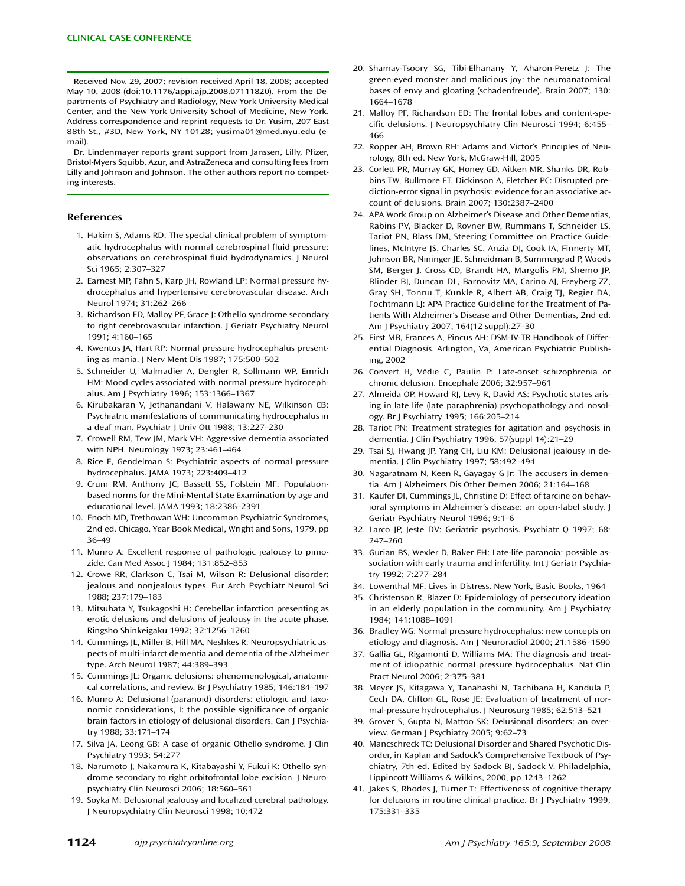Received Nov. 29, 2007; revision received April 18, 2008; accepted May 10, 2008 (doi:10.1176/appi.ajp.2008.07111820). From the Departments of Psychiatry and Radiology, New York University Medical Center, and the New York University School of Medicine, New York. Address correspondence and reprint requests to Dr. Yusim, 207 East 88th St., #3D, New York, NY 10128; yusima01@med.nyu.edu (e-mail).

Dr. Lindenmayer reports grant support from Janssen, Lilly, Pfizer, Bristol-Myers Squibb, Azur, and AstraZeneca and consulting fees from Lilly and Johnson and Johnson. The other authors report no competing interests.

## References

1. Hakim S, Adams RD: The special clinical problem of symptomatic hydrocephalus with normal cerebrospinal fluid pressure: observations on cerebrospinal fluid hydrodynamics. J Neurol Sci 1965; 2:307–327
2. Earnest MP, Fahn S, Karp JH, Rowland LP: Normal pressure hydrocephalus and hypertensive cerebrovascular disease. Arch Neurol 1974; 31:262–266
3. Richardson ED, Malloy PF, Grace J: Othello syndrome secondary to right cerebrovascular infarction. J Geriatr Psychiatry Neurol 1991; 4:160–165
4. Kwentus JA, Hart RP: Normal pressure hydrocephalus presenting as mania. J Nerv Ment Dis 1987; 175:500–502
5. Schneider U, Malmadier A, Dengler R, Sollmann WP, Emrich HM: Mood cycles associated with normal pressure hydrocephalus. Am J Psychiatry 1996; 153:1366–1367
6. Kirubakaran V, Jethanandani V, Halawany NE, Wilkinson CB: Psychiatric manifestations of communicating hydrocephalus in a deaf man. Psychiatr J Univ Ott 1988; 13:227–230
7. Crowell RM, Tew JM, Mark VH: Aggressive dementia associated with NPH. Neurology 1973; 23:461–464
8. Rice E, Gendelman S: Psychiatric aspects of normal pressure hydrocephalus. JAMA 1973; 223:409–412
9. Crum RM, Anthony JC, Bassett SS, Folstein MF: Population-based norms for the Mini-Mental State Examination by age and educational level. JAMA 1993; 18:2386–2391
10. Enoch MD, Trethowan WH: Uncommon Psychiatric Syndromes, 2nd ed. Chicago, Year Book Medical, Wright and Sons, 1979, pp 36–49
11. Munro A: Excellent response of pathologic jealousy to pimozide. Can Med Assoc J 1984; 131:852–853
12. Crowe RR, Clarkson C, Tsai M, Wilson R: Delusional disorder: jealous and nonjealous types. Eur Arch Psychiatr Neurol Sci 1988; 237:179–183
13. Mitsuhata Y, Tsukagoshi H: Cerebellar infarction presenting as erotic delusions and delusions of jealousy in the acute phase. Rinsho Shinkeigaku 1992; 32:1256–1260
14. Cummings JL, Miller B, Hill MA, Neshkes R: Neuropsychiatric aspects of multi-infarct dementia and dementia of the Alzheimer type. Arch Neurol 1987; 44:389–393
15. Cummings JL: Organic delusions: phenomenological, anatomical correlations, and review. Br J Psychiatry 1985; 146:184–197
16. Munro A: Delusional (paranoid) disorders: etiologic and taxonomic considerations, I: the possible significance of organic brain factors in etiology of delusional disorders. Can J Psychiatry 1988; 33:171–174
17. Silva JA, Leong GB: A case of organic Othello syndrome. J Clin Psychiatry 1993; 54:277
18. Narumoto J, Nakamura K, Kitabayashi Y, Fukui K: Othello syndrome secondary to right orbitofrontal lobe excision. J Neuropsychiatry Clin Neurosci 2006; 18:560–561
19. Soyka M: Delusional jealousy and localized cerebral pathology. J Neuropsychiatry Clin Neurosci 1998; 10:472
20. Shamay-Tsoory SG, Tibi-Elhanany Y, Aharon-Peretz J: The green-eyed monster and malicious joy: the neuroanatomical bases of envy and gloating (schadenfreude). Brain 2007; 130:1664–1678
21. Malloy PF, Richardson ED: The frontal lobes and content-specific delusions. J Neuropsychiatry Clin Neurosci 1994; 6:455–466
22. Ropper AH, Brown RH: Adams and Victor's Principles of Neurology, 8th ed. New York, McGraw-Hill, 2005
23. Corlett PR, Murray GK, Honey GD, Aitken MR, Shanks DR, Robbins TW, Bullmore ET, Dickinson A, Fletcher PC: Disrupted prediction-error signal in psychosis: evidence for an associative account of delusions. Brain 2007; 130:2387–2400
24. APA Work Group on Alzheimer's Disease and Other Dementias, Rabins PV, Blacker D, Rovner BW, Rummans T, Schneider LS, Tariot PN, Blass DM, Steering Committee on Practice Guidelines, McIntyre JS, Charles SC, Anzia DJ, Cook IA, Finnerty MT, Johnson BR, Nininger JE, Schneidman B, Summergrad P, Woods SM, Berger J, Cross CD, Brandt HA, Margolis PM, Shemo JP, Blinder BJ, Duncan DL, Barnovitz MA, Carino AJ, Freyberg ZZ, Gray SH, Tonnu T, Kunkle R, Albert AB, Craig TJ, Regier DA, Fochtmann LJ: APA Practice Guideline for the Treatment of Patients With Alzheimer's Disease and Other Dementias, 2nd ed. Am J Psychiatry 2007; 164(12 suppl):27–30
25. First MB, Frances A, Pincus AH: DSM-IV-TR Handbook of Differential Diagnosis. Arlington, Va, American Psychiatric Publishing, 2002
26. Convert H, Védie C, Paulin P: Late-onset schizophrenia or chronic delusion. Encephale 2006; 32:957–961
27. Almeida OP, Howard RJ, Levy R, David AS: Psychotic states arising in late life (late paraphrenia) psychopathology and nosology. Br J Psychiatry 1995; 166:205–214
28. Tariot PN: Treatment strategies for agitation and psychosis in dementia. J Clin Psychiatry 1996; 57(suppl 14):21–29
29. Tsai SJ, Hwang JP, Yang CH, Liu KM: Delusional jealousy in dementia. J Clin Psychiatry 1997; 58:492–494
30. Nagaratnam N, Keen R, Gayagay G Jr: The accusers in dementia. Am J Alzheimers Dis Other Demen 2006; 21:164–168
31. Kaufer DI, Cummings JL, Christine D: Effect of tarcine on behavioral symptoms in Alzheimer's disease: an open-label study. J Geriatr Psychiatry Neurol 1996; 9:1–6
32. Larco JP, Jeste DV: Geriatric psychosis. Psychiatr Q 1997; 68:247–260
33. Gurian BS, Wexler D, Baker EH: Late-life paranoia: possible association with early trauma and infertility. Int J Geriatr Psychiatry 1992; 7:277–284
34. Lowenthal MF: Lives in Distress. New York, Basic Books, 1964
35. Christenson R, Blazer D: Epidemiology of persecutory ideation in an elderly population in the community. Am J Psychiatry 1984; 141:1088–1091
36. Bradley WG: Normal pressure hydrocephalus: new concepts on etiology and diagnosis. Am J Neuroradiol 2000; 21:1586–1590
37. Gallia GL, Rigamonti D, Williams MA: The diagnosis and treatment of idiopathic normal pressure hydrocephalus. Nat Clin Pract Neurol 2006; 2:375–381
38. Meyer JS, Kitagawa Y, Tanahashi N, Tachibana H, Kandula P, Cech DA, Clifton GL, Rose JE: Evaluation of treatment of normal-pressure hydrocephalus. J Neurosurg 1985; 62:513–521
39. Grover S, Gupta N, Mattoo SK: Delusional disorders: an overview. German J Psychiatry 2005; 9:62–73
40. Mancschreck TC: Delusional Disorder and Shared Psychotic Disorder, in Kaplan and Sadock's Comprehensive Textbook of Psychiatry, 7th ed. Edited by Sadock BJ, Sadock V. Philadelphia, Lippincott Williams & Wilkins, 2000, pp 1243–1262
41. Jakes S, Rhodes J, Turner T: Effectiveness of cognitive therapy for delusions in routine clinical practice. Br J Psychiatry 1999; 175:331–335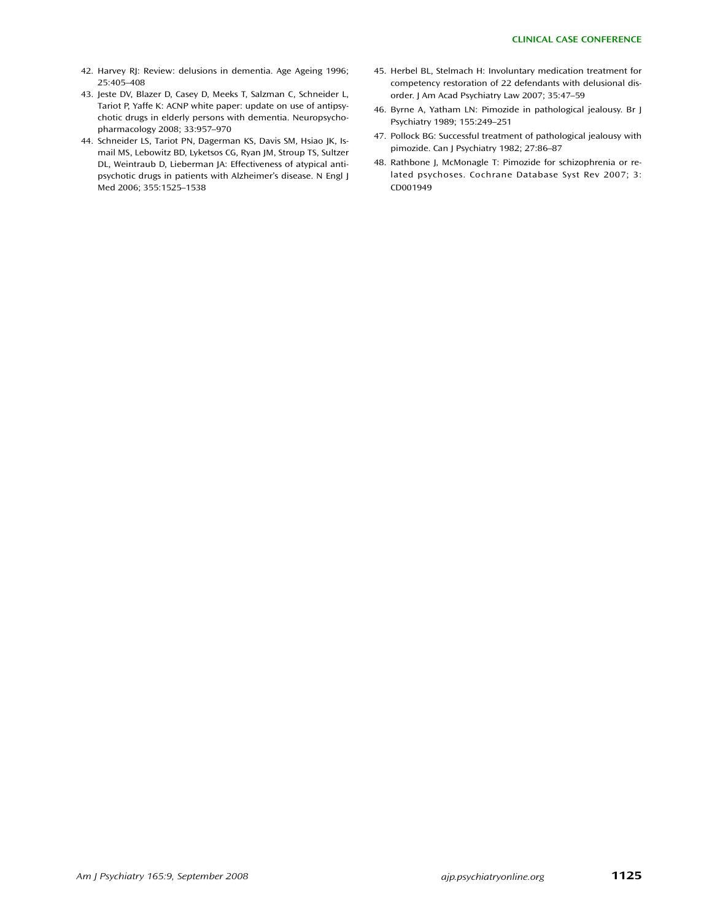42. Harvey RJ: Review: delusions in dementia. Age Ageing 1996; 25:405–408
43. Jeste DV, Blazer D, Casey D, Meeks T, Salzman C, Schneider L, Tariot P, Yaffe K: ACNP white paper: update on use of antipsychotic drugs in elderly persons with dementia. Neuropsychopharmacology 2008; 33:957–970
44. Schneider LS, Tariot PN, Dagerman KS, Davis SM, Hsiao JK, Ismail MS, Lebowitz BD, Lyketsos CG, Ryan JM, Stroup TS, Sultzer DL, Weintraub D, Lieberman JA: Effectiveness of atypical antipsychotic drugs in patients with Alzheimer's disease. N Engl J Med 2006; 355:1525–1538
45. Herbel BL, Stelmach H: Involuntary medication treatment for competency restoration of 22 defendants with delusional disorder. J Am Acad Psychiatry Law 2007; 35:47–59
46. Byrne A, Yatham LN: Pimozide in pathological jealousy. Br J Psychiatry 1989; 155:249–251
47. Pollock BG: Successful treatment of pathological jealousy with pimozide. Can J Psychiatry 1982; 27:86–87
48. Rathbone J, McMonagle T: Pimozide for schizophrenia or related psychoses. Cochrane Database Syst Rev 2007; 3: CD001949